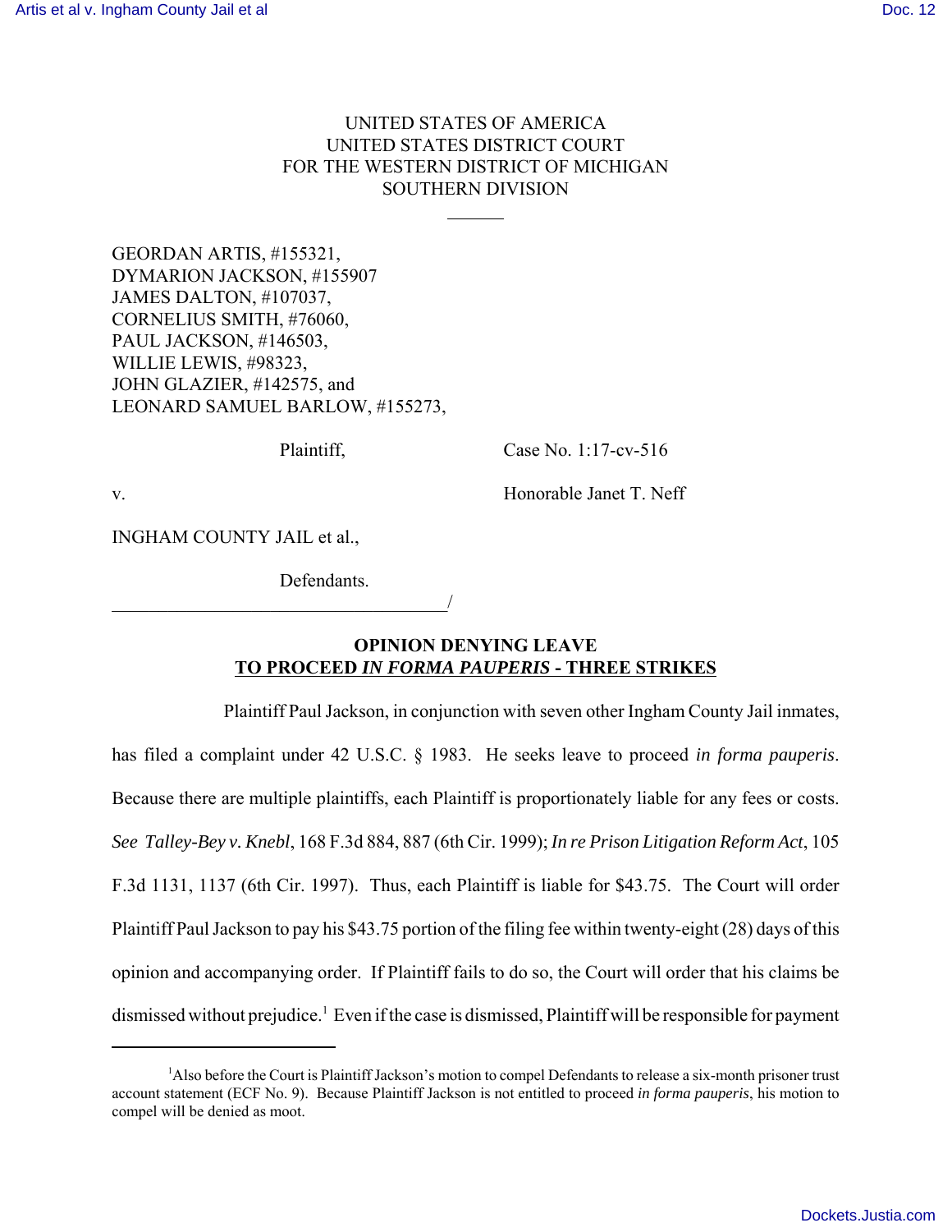UNITED STATES OF AMERICA
UNITED STATES DISTRICT COURT
FOR THE WESTERN DISTRICT OF MICHIGAN
SOUTHERN DIVISION

______

GEORDAN ARTIS, #155321,
DYMARION JACKSON, #155907
JAMES DALTON, #107037,
CORNELIUS SMITH, #76060,
PAUL JACKSON, #146503,
WILLIE LEWIS, #98323,
JOHN GLAZIER, #142575, and
LEONARD SAMUEL BARLOW, #155273,

Plaintiff,

Case No. 1:17-cv-516

v.

Honorable Janet T. Neff

INGHAM COUNTY JAIL et al.,

Defendants.
____________________________________/

**OPINION DENYING LEAVE**
**TO PROCEED *IN FORMA PAUPERIS* - THREE STRIKES**

Plaintiff Paul Jackson, in conjunction with seven other Ingham County Jail inmates, has filed a complaint under 42 U.S.C. § 1983. He seeks leave to proceed *in forma pauperis*. Because there are multiple plaintiffs, each Plaintiff is proportionately liable for any fees or costs. *See Talley-Bey v. Knebl*, 168 F.3d 884, 887 (6th Cir. 1999); *In re Prison Litigation Reform Act*, 105 F.3d 1131, 1137 (6th Cir. 1997). Thus, each Plaintiff is liable for $43.75. The Court will order Plaintiff Paul Jackson to pay his $43.75 portion of the filing fee within twenty-eight (28) days of this opinion and accompanying order. If Plaintiff fails to do so, the Court will order that his claims be dismissed without prejudice.[1] Even if the case is dismissed, Plaintiff will be responsible for payment

[1] Also before the Court is Plaintiff Jackson's motion to compel Defendants to release a six-month prisoner trust account statement (ECF No. 9). Because Plaintiff Jackson is not entitled to proceed *in forma pauperis*, his motion to compel will be denied as moot.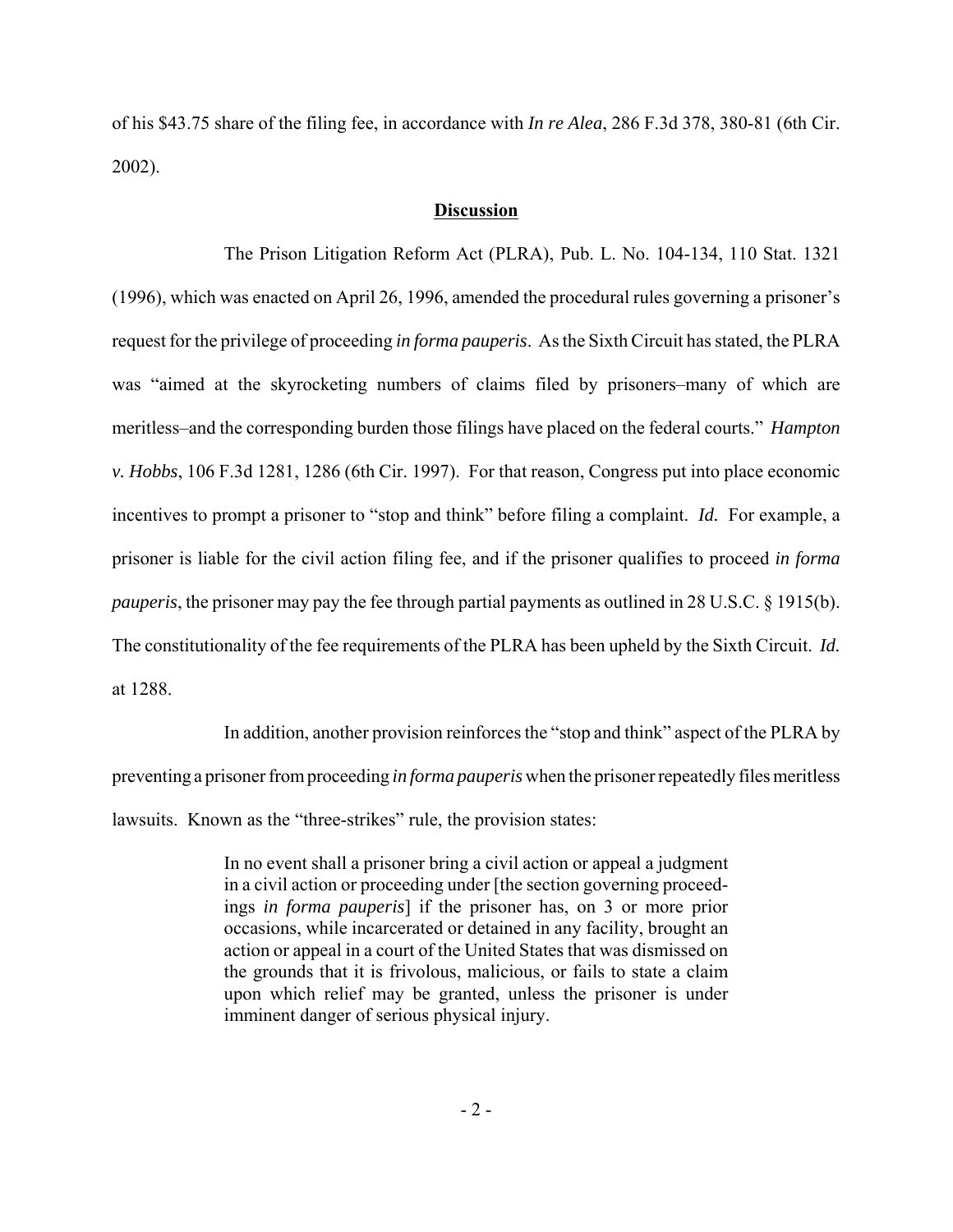of his $43.75 share of the filing fee, in accordance with *In re Alea*, 286 F.3d 378, 380-81 (6th Cir. 2002).

**Discussion**

The Prison Litigation Reform Act (PLRA), Pub. L. No. 104-134, 110 Stat. 1321 (1996), which was enacted on April 26, 1996, amended the procedural rules governing a prisoner's request for the privilege of proceeding *in forma pauperis*. As the Sixth Circuit has stated, the PLRA was "aimed at the skyrocketing numbers of claims filed by prisoners–many of which are meritless–and the corresponding burden those filings have placed on the federal courts." *Hampton v. Hobbs*, 106 F.3d 1281, 1286 (6th Cir. 1997). For that reason, Congress put into place economic incentives to prompt a prisoner to "stop and think" before filing a complaint. *Id.* For example, a prisoner is liable for the civil action filing fee, and if the prisoner qualifies to proceed *in forma pauperis*, the prisoner may pay the fee through partial payments as outlined in 28 U.S.C. § 1915(b). The constitutionality of the fee requirements of the PLRA has been upheld by the Sixth Circuit. *Id.* at 1288.

In addition, another provision reinforces the "stop and think" aspect of the PLRA by preventing a prisoner from proceeding *in forma pauperis* when the prisoner repeatedly files meritless lawsuits. Known as the "three-strikes" rule, the provision states:

> In no event shall a prisoner bring a civil action or appeal a judgment in a civil action or proceeding under [the section governing proceedings *in forma pauperis*] if the prisoner has, on 3 or more prior occasions, while incarcerated or detained in any facility, brought an action or appeal in a court of the United States that was dismissed on the grounds that it is frivolous, malicious, or fails to state a claim upon which relief may be granted, unless the prisoner is under imminent danger of serious physical injury.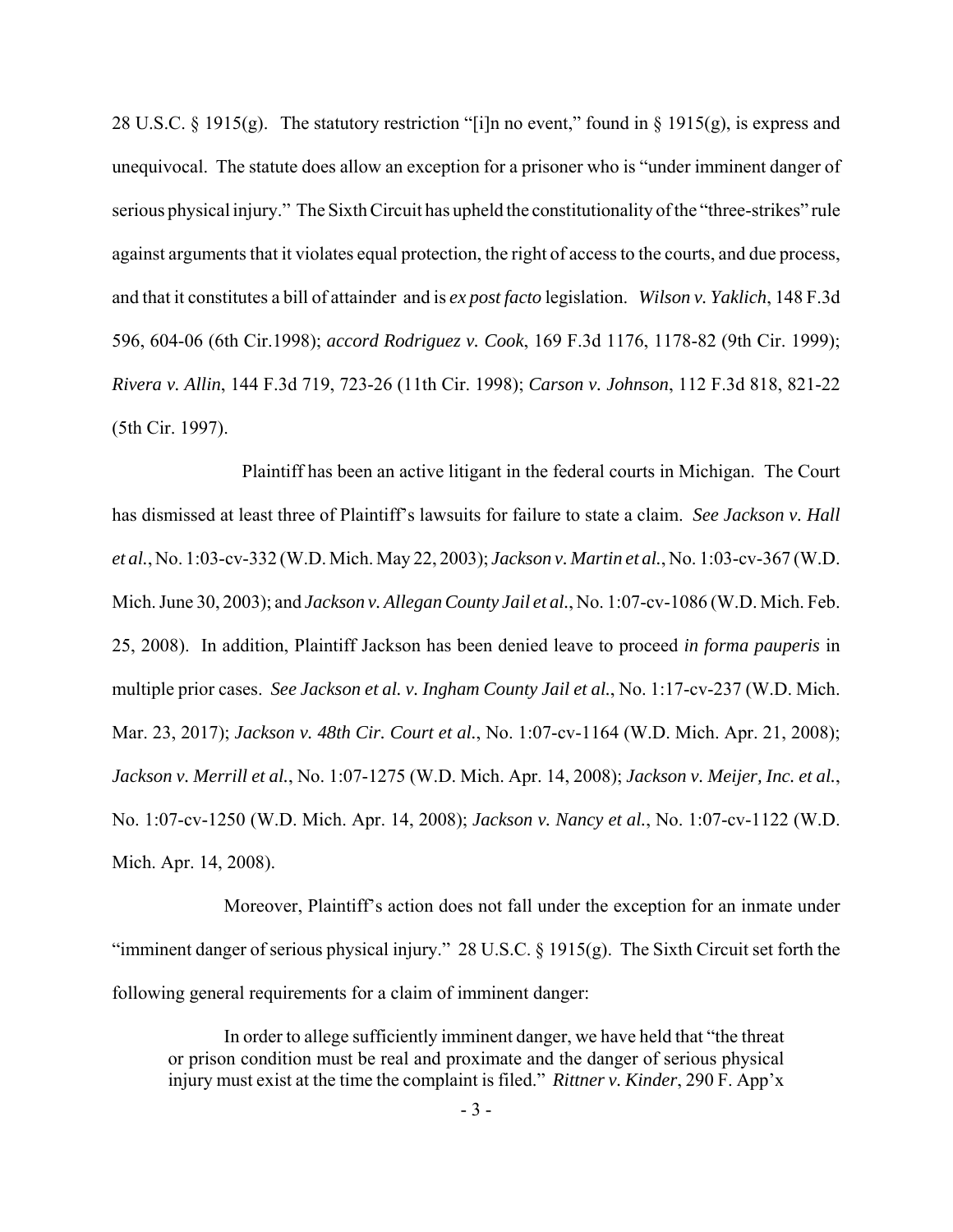28 U.S.C. § 1915(g). The statutory restriction "[i]n no event," found in § 1915(g), is express and unequivocal. The statute does allow an exception for a prisoner who is "under imminent danger of serious physical injury." The Sixth Circuit has upheld the constitutionality of the "three-strikes" rule against arguments that it violates equal protection, the right of access to the courts, and due process, and that it constitutes a bill of attainder and is *ex post facto* legislation. *Wilson v. Yaklich*, 148 F.3d 596, 604-06 (6th Cir.1998); *accord Rodriguez v. Cook*, 169 F.3d 1176, 1178-82 (9th Cir. 1999); *Rivera v. Allin*, 144 F.3d 719, 723-26 (11th Cir. 1998); *Carson v. Johnson*, 112 F.3d 818, 821-22 (5th Cir. 1997).

Plaintiff has been an active litigant in the federal courts in Michigan. The Court has dismissed at least three of Plaintiff's lawsuits for failure to state a claim. *See Jackson v. Hall et al.*, No. 1:03-cv-332 (W.D. Mich. May 22, 2003); *Jackson v. Martin et al.*, No. 1:03-cv-367 (W.D. Mich. June 30, 2003); and *Jackson v. Allegan County Jail et al.*, No. 1:07-cv-1086 (W.D. Mich. Feb. 25, 2008). In addition, Plaintiff Jackson has been denied leave to proceed *in forma pauperis* in multiple prior cases. *See Jackson et al. v. Ingham County Jail et al.*, No. 1:17-cv-237 (W.D. Mich. Mar. 23, 2017); *Jackson v. 48th Cir. Court et al.*, No. 1:07-cv-1164 (W.D. Mich. Apr. 21, 2008); *Jackson v. Merrill et al.*, No. 1:07-1275 (W.D. Mich. Apr. 14, 2008); *Jackson v. Meijer, Inc. et al.*, No. 1:07-cv-1250 (W.D. Mich. Apr. 14, 2008); *Jackson v. Nancy et al.*, No. 1:07-cv-1122 (W.D. Mich. Apr. 14, 2008).

Moreover, Plaintiff's action does not fall under the exception for an inmate under "imminent danger of serious physical injury." 28 U.S.C. § 1915(g). The Sixth Circuit set forth the following general requirements for a claim of imminent danger:

> In order to allege sufficiently imminent danger, we have held that "the threat or prison condition must be real and proximate and the danger of serious physical injury must exist at the time the complaint is filed." *Rittner v. Kinder*, 290 F. App'x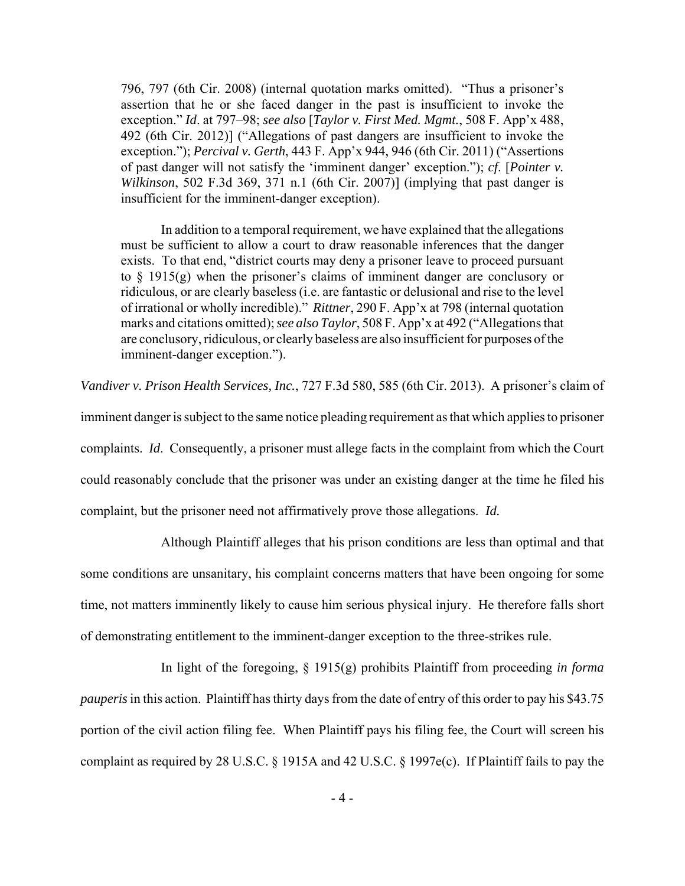> 796, 797 (6th Cir. 2008) (internal quotation marks omitted). "Thus a prisoner's assertion that he or she faced danger in the past is insufficient to invoke the exception." *Id*. at 797–98; *see also* [*Taylor v. First Med. Mgmt.*, 508 F. App'x 488, 492 (6th Cir. 2012)] ("Allegations of past dangers are insufficient to invoke the exception."); *Percival v. Gerth*, 443 F. App'x 944, 946 (6th Cir. 2011) ("Assertions of past danger will not satisfy the 'imminent danger' exception."); *cf*. [*Pointer v. Wilkinson*, 502 F.3d 369, 371 n.1 (6th Cir. 2007)] (implying that past danger is insufficient for the imminent-danger exception).
>
> In addition to a temporal requirement, we have explained that the allegations must be sufficient to allow a court to draw reasonable inferences that the danger exists. To that end, "district courts may deny a prisoner leave to proceed pursuant to § 1915(g) when the prisoner's claims of imminent danger are conclusory or ridiculous, or are clearly baseless (i.e. are fantastic or delusional and rise to the level of irrational or wholly incredible)." *Rittner*, 290 F. App'x at 798 (internal quotation marks and citations omitted); *see also Taylor*, 508 F. App'x at 492 ("Allegations that are conclusory, ridiculous, or clearly baseless are also insufficient for purposes of the imminent-danger exception.").

*Vandiver v. Prison Health Services, Inc.*, 727 F.3d 580, 585 (6th Cir. 2013). A prisoner's claim of imminent danger is subject to the same notice pleading requirement as that which applies to prisoner complaints. *Id*. Consequently, a prisoner must allege facts in the complaint from which the Court could reasonably conclude that the prisoner was under an existing danger at the time he filed his complaint, but the prisoner need not affirmatively prove those allegations. *Id.*

Although Plaintiff alleges that his prison conditions are less than optimal and that some conditions are unsanitary, his complaint concerns matters that have been ongoing for some time, not matters imminently likely to cause him serious physical injury. He therefore falls short of demonstrating entitlement to the imminent-danger exception to the three-strikes rule.

In light of the foregoing, § 1915(g) prohibits Plaintiff from proceeding *in forma pauperis* in this action. Plaintiff has thirty days from the date of entry of this order to pay his $43.75 portion of the civil action filing fee. When Plaintiff pays his filing fee, the Court will screen his complaint as required by 28 U.S.C. § 1915A and 42 U.S.C. § 1997e(c). If Plaintiff fails to pay the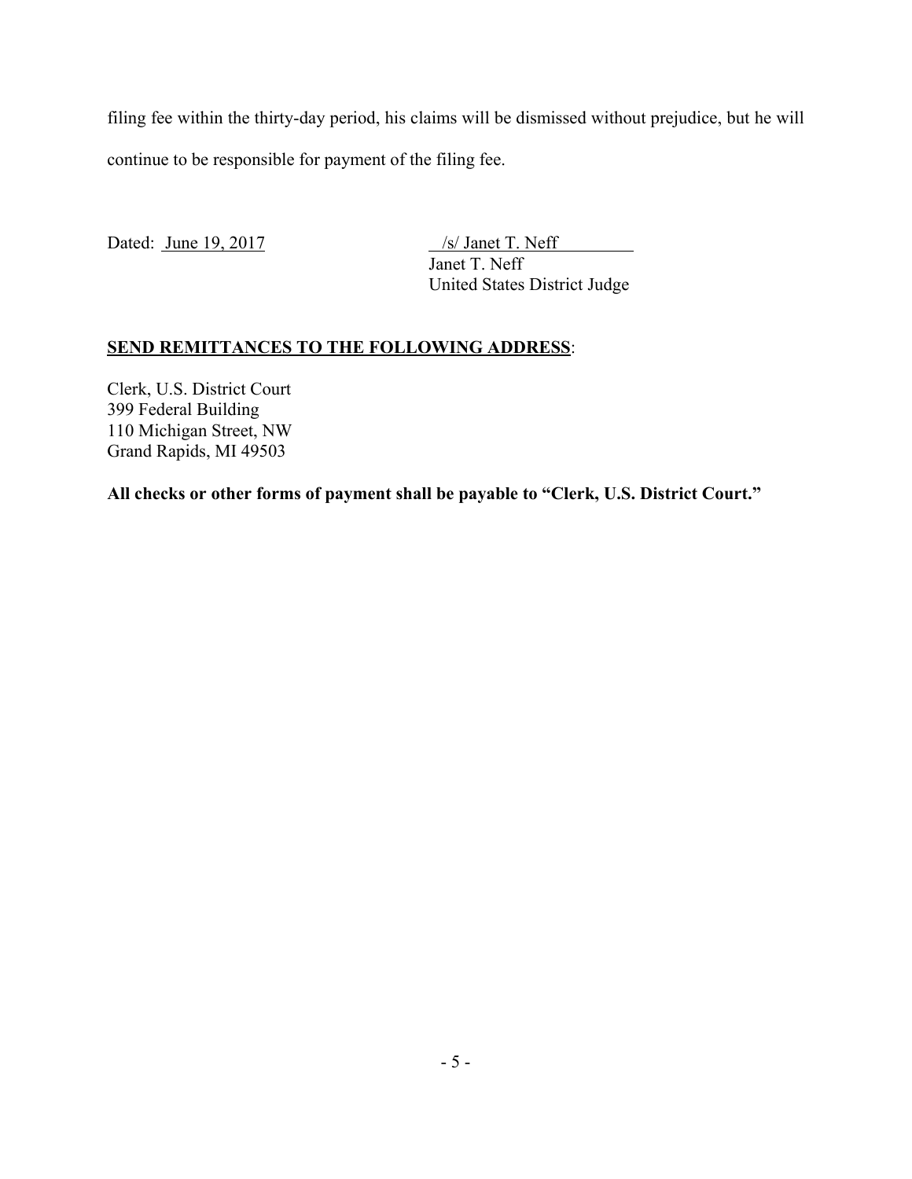filing fee within the thirty-day period, his claims will be dismissed without prejudice, but he will continue to be responsible for payment of the filing fee.

Dated: June 19, 2017

/s/ Janet T. Neff
Janet T. Neff
United States District Judge

**SEND REMITTANCES TO THE FOLLOWING ADDRESS**:

Clerk, U.S. District Court
399 Federal Building
110 Michigan Street, NW
Grand Rapids, MI 49503

**All checks or other forms of payment shall be payable to "Clerk, U.S. District Court."**